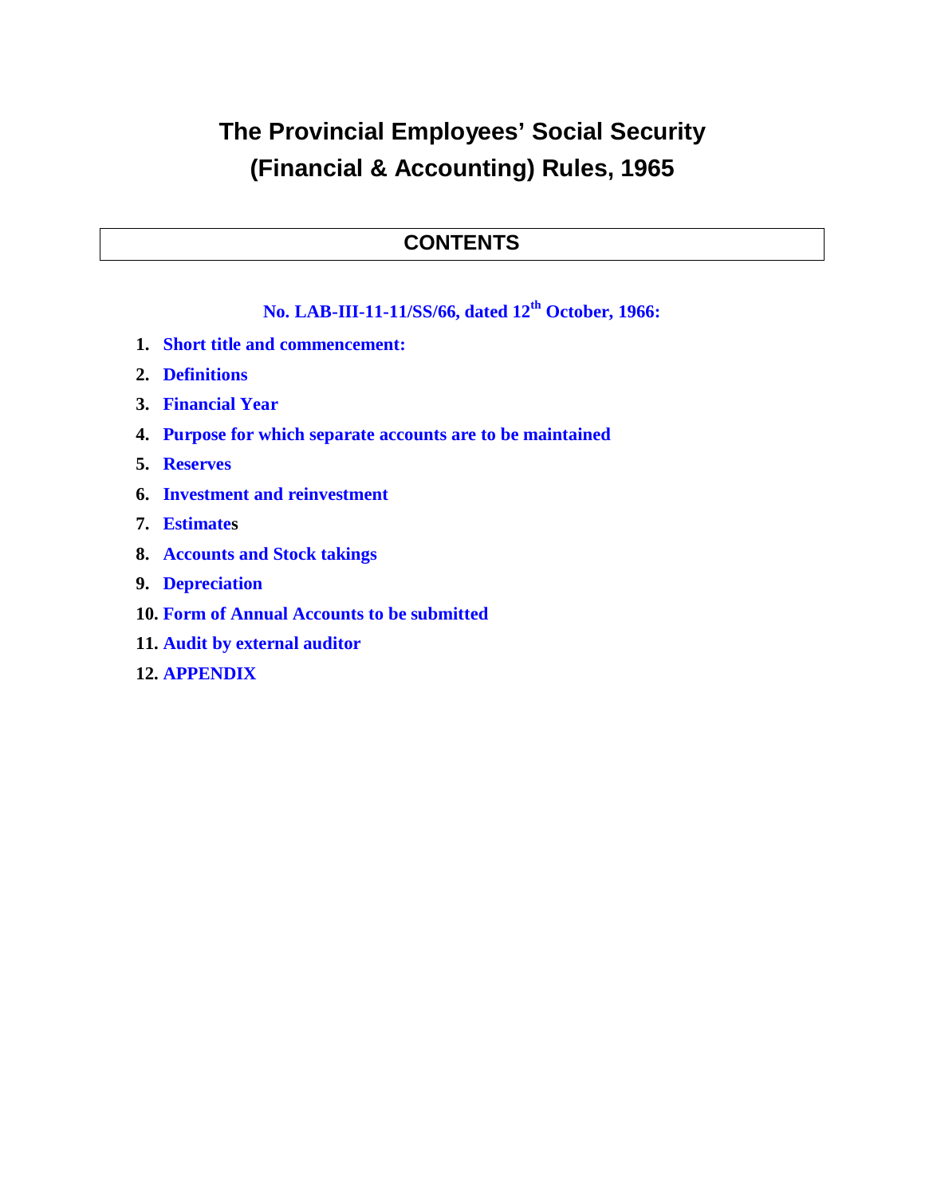# The Provincial Employees' Social Security (Financial & Accounting) Rules, 1965

## CONTENTS

**No. LAB-III-11-11/SS/66, dated 12th October, 1966:**

1. **Short title and commencement:**
2. **Definitions**
3. **Financial Year**
4. **Purpose for which separate accounts are to be maintained**
5. **Reserves**
6. **Investment and reinvestment**
7. **Estimates**
8. **Accounts and Stock takings**
9. **Depreciation**
10. **Form of Annual Accounts to be submitted**
11. **Audit by external auditor**
12. **APPENDIX**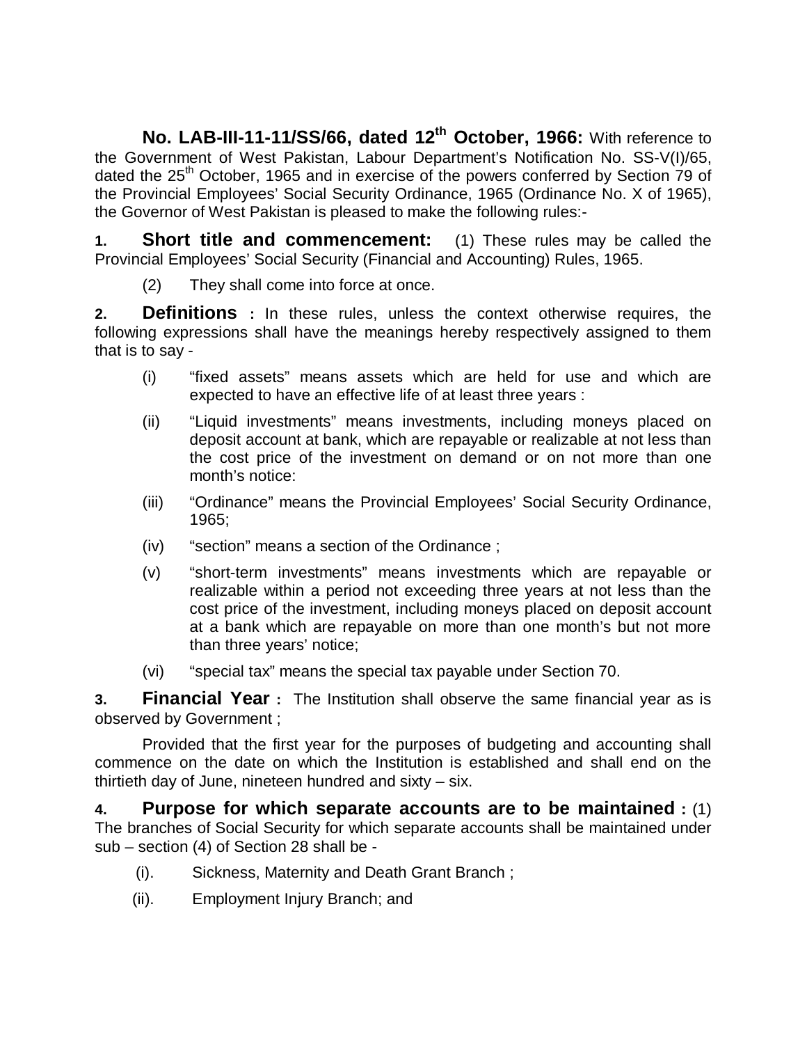**No. LAB-III-11-11/SS/66, dated 12th October, 1966:** With reference to the Government of West Pakistan, Labour Department's Notification No. SS-V(I)/65, dated the 25th October, 1965 and in exercise of the powers conferred by Section 79 of the Provincial Employees' Social Security Ordinance, 1965 (Ordinance No. X of 1965), the Governor of West Pakistan is pleased to make the following rules:-

**1. Short title and commencement:** (1) These rules may be called the Provincial Employees' Social Security (Financial and Accounting) Rules, 1965.

(2) They shall come into force at once.

**2. Definitions :** In these rules, unless the context otherwise requires, the following expressions shall have the meanings hereby respectively assigned to them that is to say -

(i) "fixed assets" means assets which are held for use and which are expected to have an effective life of at least three years :

(ii) "Liquid investments" means investments, including moneys placed on deposit account at bank, which are repayable or realizable at not less than the cost price of the investment on demand or on not more than one month's notice:

(iii) "Ordinance" means the Provincial Employees' Social Security Ordinance, 1965;

(iv) "section" means a section of the Ordinance ;

(v) "short-term investments" means investments which are repayable or realizable within a period not exceeding three years at not less than the cost price of the investment, including moneys placed on deposit account at a bank which are repayable on more than one month's but not more than three years' notice;

(vi) "special tax" means the special tax payable under Section 70.

**3. Financial Year :** The Institution shall observe the same financial year as is observed by Government ;

Provided that the first year for the purposes of budgeting and accounting shall commence on the date on which the Institution is established and shall end on the thirtieth day of June, nineteen hundred and sixty – six.

**4. Purpose for which separate accounts are to be maintained :** (1) The branches of Social Security for which separate accounts shall be maintained under sub – section (4) of Section 28 shall be -

(i). Sickness, Maternity and Death Grant Branch ;

(ii). Employment Injury Branch; and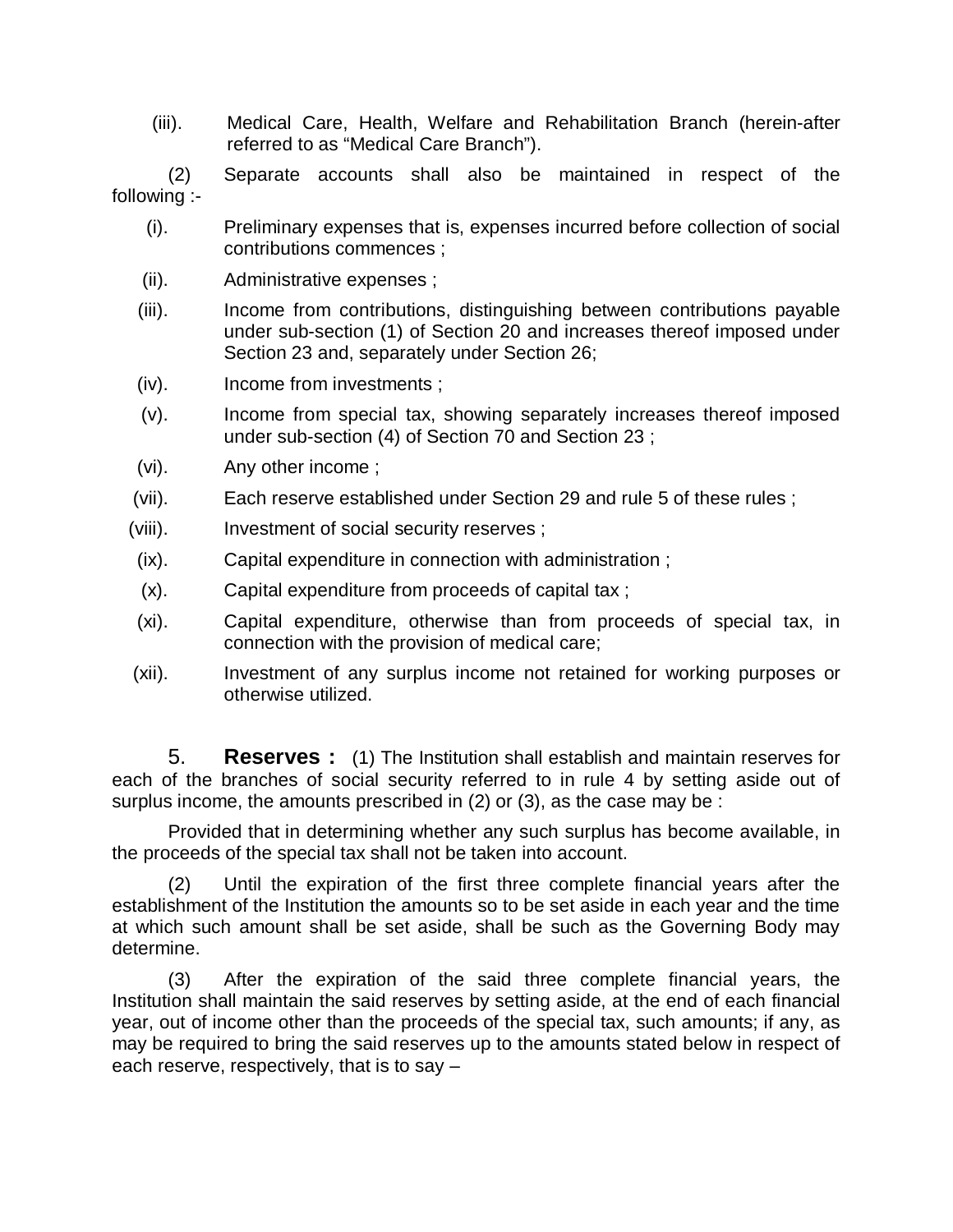(iii). Medical Care, Health, Welfare and Rehabilitation Branch (herein-after referred to as “Medical Care Branch”).

(2) Separate accounts shall also be maintained in respect of the following :-

(i). Preliminary expenses that is, expenses incurred before collection of social contributions commences ;

(ii). Administrative expenses ;

(iii). Income from contributions, distinguishing between contributions payable under sub-section (1) of Section 20 and increases thereof imposed under Section 23 and, separately under Section 26;

(iv). Income from investments ;

(v). Income from special tax, showing separately increases thereof imposed under sub-section (4) of Section 70 and Section 23 ;

(vi). Any other income ;

(vii). Each reserve established under Section 29 and rule 5 of these rules ;

(viii). Investment of social security reserves ;

(ix). Capital expenditure in connection with administration ;

(x). Capital expenditure from proceeds of capital tax ;

(xi). Capital expenditure, otherwise than from proceeds of special tax, in connection with the provision of medical care;

(xii). Investment of any surplus income not retained for working purposes or otherwise utilized.

5. **Reserves :** (1) The Institution shall establish and maintain reserves for each of the branches of social security referred to in rule 4 by setting aside out of surplus income, the amounts prescribed in (2) or (3), as the case may be :

Provided that in determining whether any such surplus has become available, in the proceeds of the special tax shall not be taken into account.

(2) Until the expiration of the first three complete financial years after the establishment of the Institution the amounts so to be set aside in each year and the time at which such amount shall be set aside, shall be such as the Governing Body may determine.

(3) After the expiration of the said three complete financial years, the Institution shall maintain the said reserves by setting aside, at the end of each financial year, out of income other than the proceeds of the special tax, such amounts; if any, as may be required to bring the said reserves up to the amounts stated below in respect of each reserve, respectively, that is to say –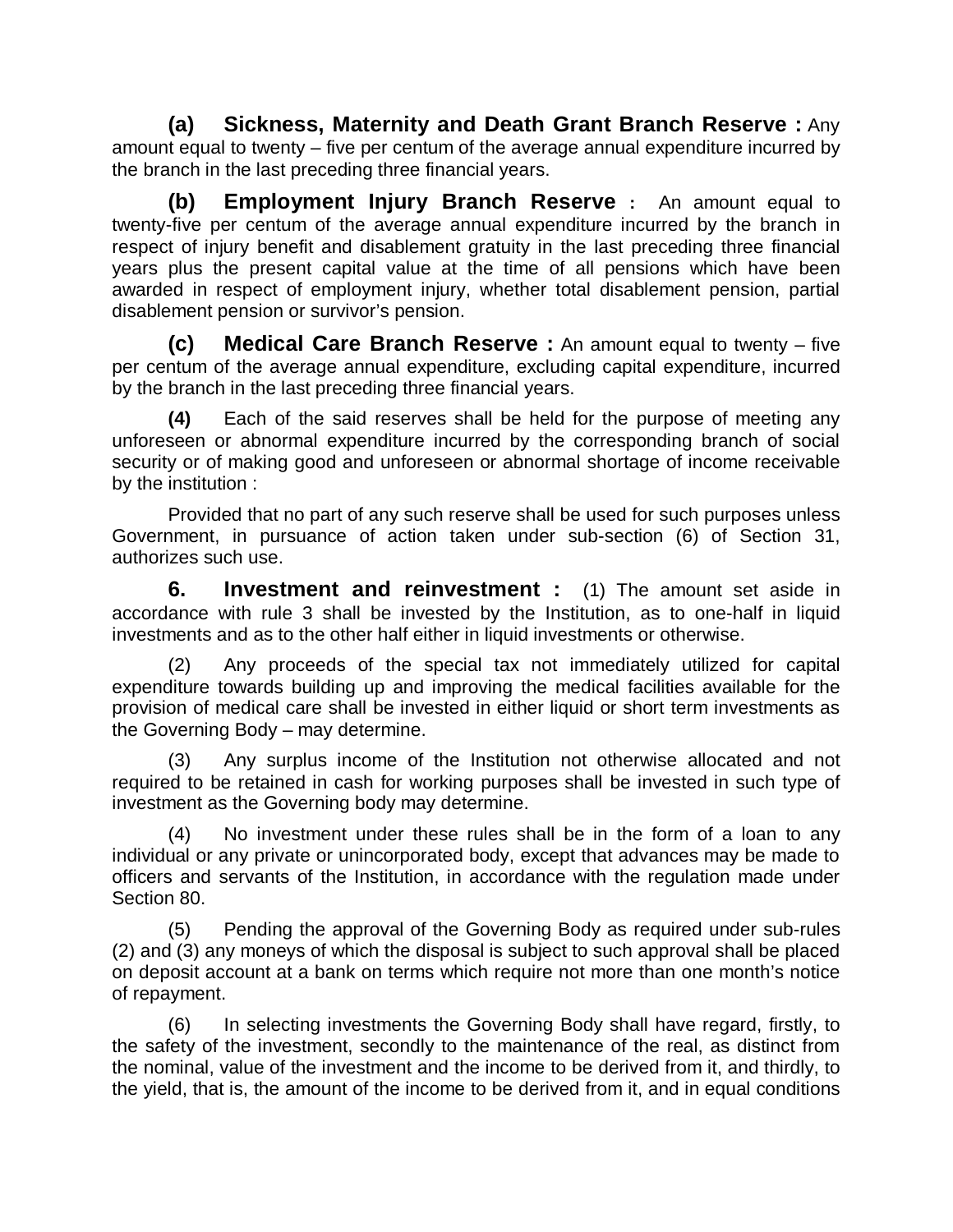**(a) Sickness, Maternity and Death Grant Branch Reserve :** Any amount equal to twenty – five per centum of the average annual expenditure incurred by the branch in the last preceding three financial years.

**(b) Employment Injury Branch Reserve :** An amount equal to twenty-five per centum of the average annual expenditure incurred by the branch in respect of injury benefit and disablement gratuity in the last preceding three financial years plus the present capital value at the time of all pensions which have been awarded in respect of employment injury, whether total disablement pension, partial disablement pension or survivor's pension.

**(c) Medical Care Branch Reserve :** An amount equal to twenty – five per centum of the average annual expenditure, excluding capital expenditure, incurred by the branch in the last preceding three financial years.

**(4)** Each of the said reserves shall be held for the purpose of meeting any unforeseen or abnormal expenditure incurred by the corresponding branch of social security or of making good and unforeseen or abnormal shortage of income receivable by the institution :

Provided that no part of any such reserve shall be used for such purposes unless Government, in pursuance of action taken under sub-section (6) of Section 31, authorizes such use.

**6. Investment and reinvestment :** (1) The amount set aside in accordance with rule 3 shall be invested by the Institution, as to one-half in liquid investments and as to the other half either in liquid investments or otherwise.

(2) Any proceeds of the special tax not immediately utilized for capital expenditure towards building up and improving the medical facilities available for the provision of medical care shall be invested in either liquid or short term investments as the Governing Body – may determine.

(3) Any surplus income of the Institution not otherwise allocated and not required to be retained in cash for working purposes shall be invested in such type of investment as the Governing body may determine.

(4) No investment under these rules shall be in the form of a loan to any individual or any private or unincorporated body, except that advances may be made to officers and servants of the Institution, in accordance with the regulation made under Section 80.

(5) Pending the approval of the Governing Body as required under sub-rules (2) and (3) any moneys of which the disposal is subject to such approval shall be placed on deposit account at a bank on terms which require not more than one month's notice of repayment.

(6) In selecting investments the Governing Body shall have regard, firstly, to the safety of the investment, secondly to the maintenance of the real, as distinct from the nominal, value of the investment and the income to be derived from it, and thirdly, to the yield, that is, the amount of the income to be derived from it, and in equal conditions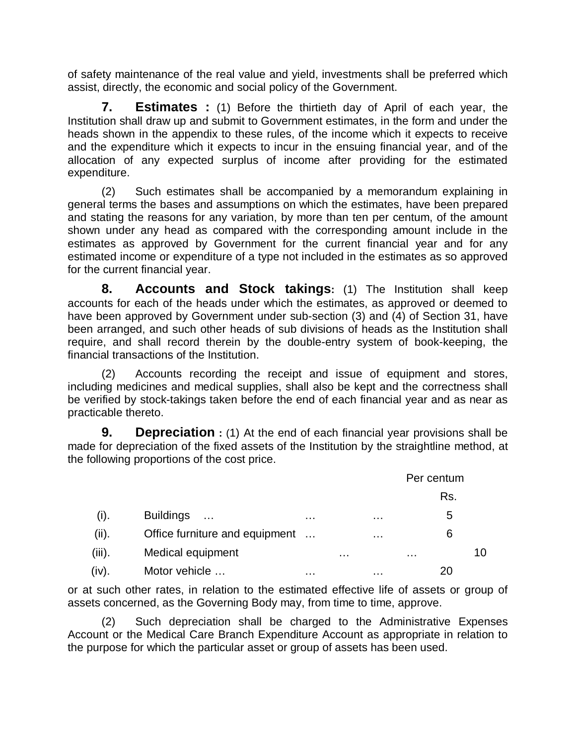of safety maintenance of the real value and yield, investments shall be preferred which assist, directly, the economic and social policy of the Government.

**7. Estimates :** (1) Before the thirtieth day of April of each year, the Institution shall draw up and submit to Government estimates, in the form and under the heads shown in the appendix to these rules, of the income which it expects to receive and the expenditure which it expects to incur in the ensuing financial year, and of the allocation of any expected surplus of income after providing for the estimated expenditure.

(2) Such estimates shall be accompanied by a memorandum explaining in general terms the bases and assumptions on which the estimates, have been prepared and stating the reasons for any variation, by more than ten per centum, of the amount shown under any head as compared with the corresponding amount include in the estimates as approved by Government for the current financial year and for any estimated income or expenditure of a type not included in the estimates as so approved for the current financial year.

**8. Accounts and Stock takings:** (1) The Institution shall keep accounts for each of the heads under which the estimates, as approved or deemed to have been approved by Government under sub-section (3) and (4) of Section 31, have been arranged, and such other heads of sub divisions of heads as the Institution shall require, and shall record therein by the double-entry system of book-keeping, the financial transactions of the Institution.

(2) Accounts recording the receipt and issue of equipment and stores, including medicines and medical supplies, shall also be kept and the correctness shall be verified by stock-takings taken before the end of each financial year and as near as practicable thereto.

**9. Depreciation :** (1) At the end of each financial year provisions shall be made for depreciation of the fixed assets of the Institution by the straightline method, at the following proportions of the cost price.

| | | Per centum Rs. |
|---|---|---|
| (i). | Buildings … … … | 5 |
| (ii). | Office furniture and equipment … … | 6 |
| (iii). | Medical equipment … … | 10 |
| (iv). | Motor vehicle … … … | 20 |

or at such other rates, in relation to the estimated effective life of assets or group of assets concerned, as the Governing Body may, from time to time, approve.

(2) Such depreciation shall be charged to the Administrative Expenses Account or the Medical Care Branch Expenditure Account as appropriate in relation to the purpose for which the particular asset or group of assets has been used.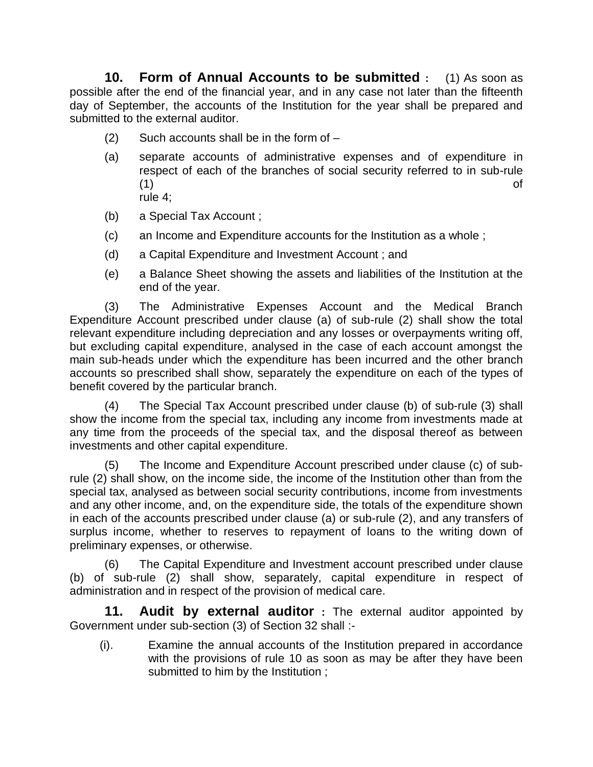**10. Form of Annual Accounts to be submitted :** (1) As soon as possible after the end of the financial year, and in any case not later than the fifteenth day of September, the accounts of the Institution for the year shall be prepared and submitted to the external auditor.

(2) Such accounts shall be in the form of –

(a) separate accounts of administrative expenses and of expenditure in respect of each of the branches of social security referred to in sub-rule (1) of rule 4;

(b) a Special Tax Account ;

(c) an Income and Expenditure accounts for the Institution as a whole ;

(d) a Capital Expenditure and Investment Account ; and

(e) a Balance Sheet showing the assets and liabilities of the Institution at the end of the year.

(3) The Administrative Expenses Account and the Medical Branch Expenditure Account prescribed under clause (a) of sub-rule (2) shall show the total relevant expenditure including depreciation and any losses or overpayments writing off, but excluding capital expenditure, analysed in the case of each account amongst the main sub-heads under which the expenditure has been incurred and the other branch accounts so prescribed shall show, separately the expenditure on each of the types of benefit covered by the particular branch.

(4) The Special Tax Account prescribed under clause (b) of sub-rule (3) shall show the income from the special tax, including any income from investments made at any time from the proceeds of the special tax, and the disposal thereof as between investments and other capital expenditure.

(5) The Income and Expenditure Account prescribed under clause (c) of sub-rule (2) shall show, on the income side, the income of the Institution other than from the special tax, analysed as between social security contributions, income from investments and any other income, and, on the expenditure side, the totals of the expenditure shown in each of the accounts prescribed under clause (a) or sub-rule (2), and any transfers of surplus income, whether to reserves to repayment of loans to the writing down of preliminary expenses, or otherwise.

(6) The Capital Expenditure and Investment account prescribed under clause (b) of sub-rule (2) shall show, separately, capital expenditure in respect of administration and in respect of the provision of medical care.

**11. Audit by external auditor :** The external auditor appointed by Government under sub-section (3) of Section 32 shall :-

(i). Examine the annual accounts of the Institution prepared in accordance with the provisions of rule 10 as soon as may be after they have been submitted to him by the Institution ;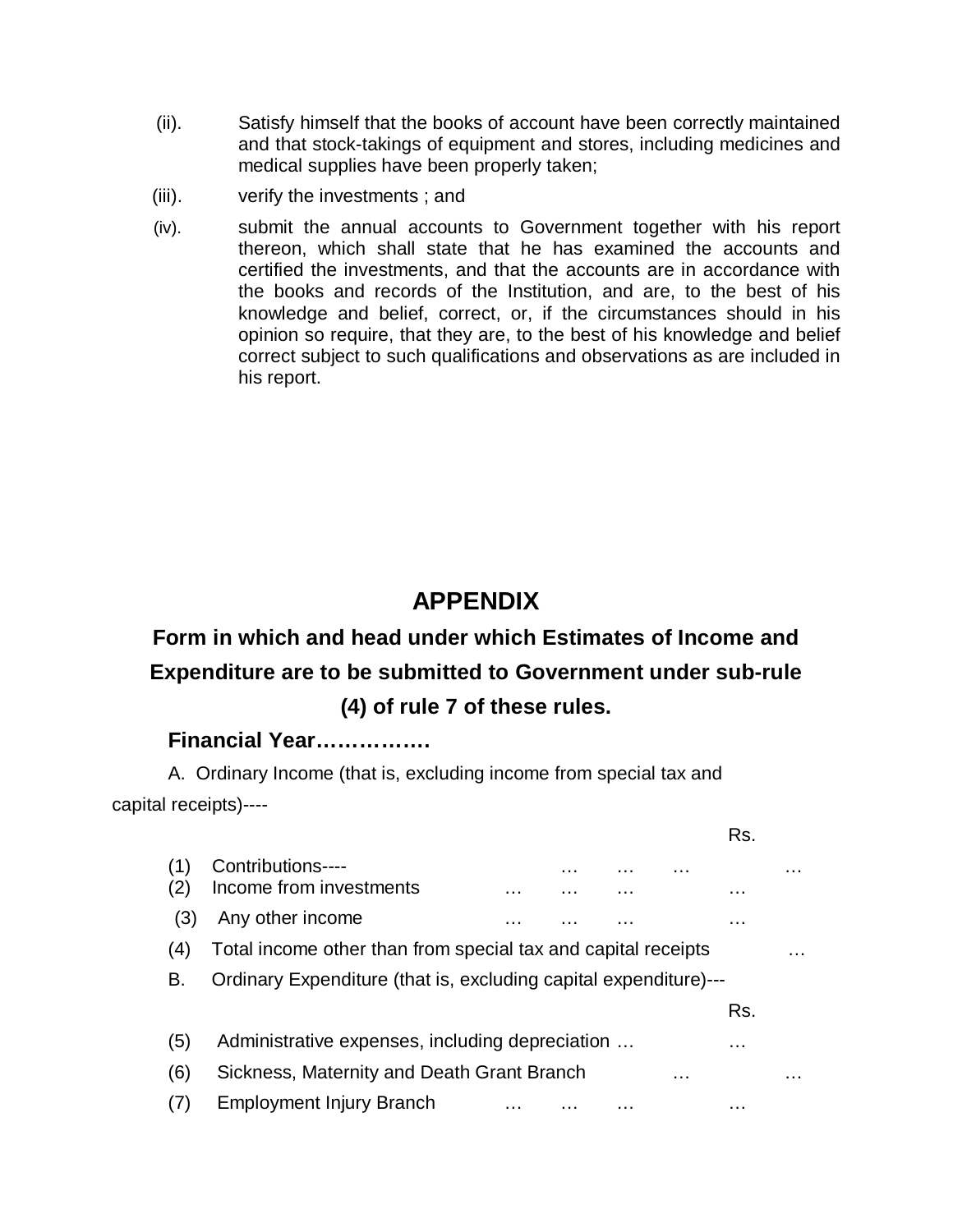(ii). Satisfy himself that the books of account have been correctly maintained and that stock-takings of equipment and stores, including medicines and medical supplies have been properly taken;

(iii). verify the investments ; and

(iv). submit the annual accounts to Government together with his report thereon, which shall state that he has examined the accounts and certified the investments, and that the accounts are in accordance with the books and records of the Institution, and are, to the best of his knowledge and belief, correct, or, if the circumstances should in his opinion so require, that they are, to the best of his knowledge and belief correct subject to such qualifications and observations as are included in his report.

## APPENDIX

### Form in which and head under which Estimates of Income and Expenditure are to be submitted to Government under sub-rule (4) of rule 7 of these rules.

**Financial Year…………….**

A. Ordinary Income (that is, excluding income from special tax and capital receipts)----

| | | Rs. |
|---|---|---|
| (1) | Contributions---- … … … | … |
| (2) | Income from investments … … … | … |
| (3) | Any other income … … … | … |
| (4) | Total income other than from special tax and capital receipts | … |

B. Ordinary Expenditure (that is, excluding capital expenditure)---

| | | Rs. |
|---|---|---|
| (5) | Administrative expenses, including depreciation … | … |
| (6) | Sickness, Maternity and Death Grant Branch … | … |
| (7) | Employment Injury Branch … … … | … |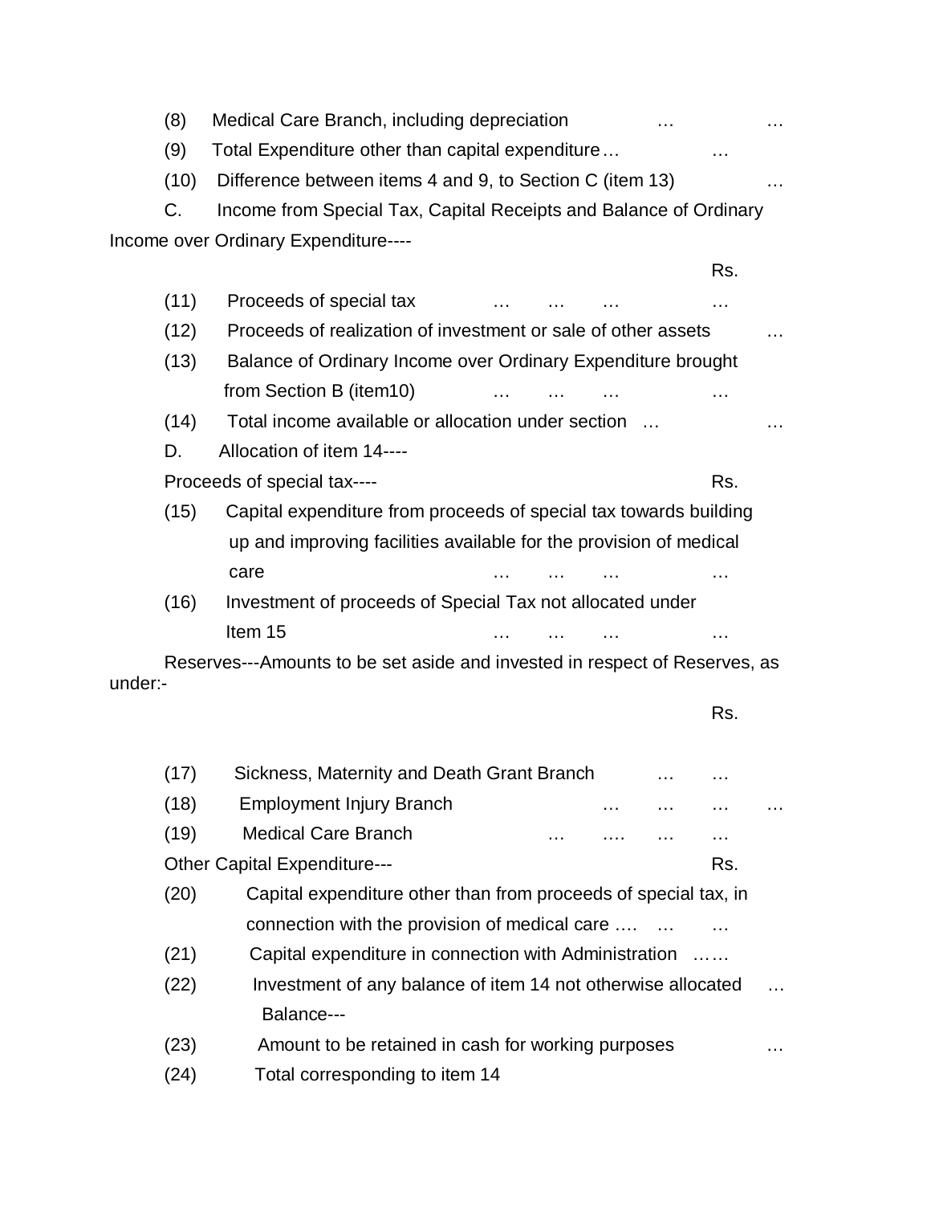(8) Medical Care Branch, including depreciation … …

(9) Total Expenditure other than capital expenditure … …

(10) Difference between items 4 and 9, to Section C (item 13) …

C. Income from Special Tax, Capital Receipts and Balance of Ordinary Income over Ordinary Expenditure----

Rs.

(11) Proceeds of special tax … … … …

(12) Proceeds of realization of investment or sale of other assets …

(13) Balance of Ordinary Income over Ordinary Expenditure brought from Section B (item10) … … … …

(14) Total income available or allocation under section … …

D. Allocation of item 14----

Proceeds of special tax---- Rs.

(15) Capital expenditure from proceeds of special tax towards building up and improving facilities available for the provision of medical care … … … …

(16) Investment of proceeds of Special Tax not allocated under Item 15 … … … …

Reserves---Amounts to be set aside and invested in respect of Reserves, as under:-

Rs.

(17) Sickness, Maternity and Death Grant Branch … …

(18) Employment Injury Branch … … … …

(19) Medical Care Branch … …. … …

Other Capital Expenditure--- Rs.

(20) Capital expenditure other than from proceeds of special tax, in connection with the provision of medical care …. … …

(21) Capital expenditure in connection with Administration ……

(22) Investment of any balance of item 14 not otherwise allocated …

Balance---

(23) Amount to be retained in cash for working purposes …

(24) Total corresponding to item 14